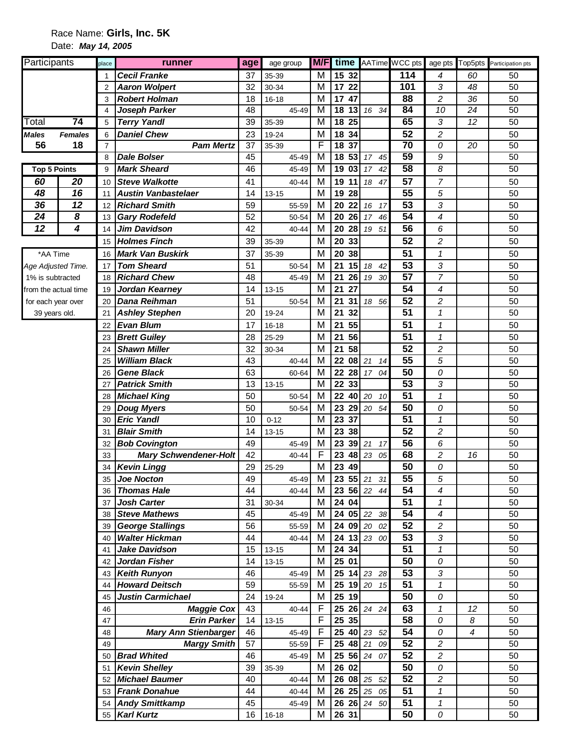Race Name: **Girls, Inc. 5K**

Date: ***May 14, 2005***

| Participants | |
|---|---|
| Total | 74 |
| Males | Females |
| 56 | 18 |

| Top 5 Points | |
|---|---|
| 60 | 20 |
| 48 | 16 |
| 36 | 12 |
| 24 | 8 |
| 12 | 4 |

*AA Time
*Age Adjusted Time.*
1% is subtracted from the actual time for each year over 39 years old.

| place | runner | age | age group | M/F | time | AATime | WCC pts | age pts | Top5pts | Participation pts |
|---|---|---|---|---|---|---|---|---|---|---|
| 1 | Cecil Franke | 37 | 35-39 | M | 15 32 | | 114 | 4 | 60 | 50 |
| 2 | Aaron Wolpert | 32 | 30-34 | M | 17 22 | | 101 | 3 | 48 | 50 |
| 3 | Robert Holman | 18 | 16-18 | M | 17 47 | | 88 | 2 | 36 | 50 |
| 4 | Joseph Parker | 48 | 45-49 | M | 18 13 | 16 34 | 84 | 10 | 24 | 50 |
| 5 | Terry Yandl | 39 | 35-39 | M | 18 25 | | 65 | 3 | 12 | 50 |
| 6 | Daniel Chew | 23 | 19-24 | M | 18 34 | | 52 | 2 | | 50 |
| 7 | Pam Mertz | 37 | 35-39 | F | 18 37 | | 70 | 0 | 20 | 50 |
| 8 | Dale Bolser | 45 | 45-49 | M | 18 53 | 17 45 | 59 | 9 | | 50 |
| 9 | Mark Sheard | 46 | 45-49 | M | 19 03 | 17 42 | 58 | 8 | | 50 |
| 10 | Steve Walkotte | 41 | 40-44 | M | 19 11 | 18 47 | 57 | 7 | | 50 |
| 11 | Austin Vanbastelaer | 14 | 13-15 | M | 19 28 | | 55 | 5 | | 50 |
| 12 | Richard Smith | 59 | 55-59 | M | 20 22 | 16 17 | 53 | 3 | | 50 |
| 13 | Gary Rodefeld | 52 | 50-54 | M | 20 26 | 17 46 | 54 | 4 | | 50 |
| 14 | Jim Davidson | 42 | 40-44 | M | 20 28 | 19 51 | 56 | 6 | | 50 |
| 15 | Holmes Finch | 39 | 35-39 | M | 20 33 | | 52 | 2 | | 50 |
| 16 | Mark Van Buskirk | 37 | 35-39 | M | 20 38 | | 51 | 1 | | 50 |
| 17 | Tom Sheard | 51 | 50-54 | M | 21 15 | 18 42 | 53 | 3 | | 50 |
| 18 | Richard Chew | 48 | 45-49 | M | 21 26 | 19 30 | 57 | 7 | | 50 |
| 19 | Jordan Kearney | 14 | 13-15 | M | 21 27 | | 54 | 4 | | 50 |
| 20 | Dana Reihman | 51 | 50-54 | M | 21 31 | 18 56 | 52 | 2 | | 50 |
| 21 | Ashley Stephen | 20 | 19-24 | M | 21 32 | | 51 | 1 | | 50 |
| 22 | Evan Blum | 17 | 16-18 | M | 21 55 | | 51 | 1 | | 50 |
| 23 | Brett Guiley | 28 | 25-29 | M | 21 56 | | 51 | 1 | | 50 |
| 24 | Shawn Miller | 32 | 30-34 | M | 21 58 | | 52 | 2 | | 50 |
| 25 | William Black | 43 | 40-44 | M | 22 08 | 21 14 | 55 | 5 | | 50 |
| 26 | Gene Black | 63 | 60-64 | M | 22 28 | 17 04 | 50 | 0 | | 50 |
| 27 | Patrick Smith | 13 | 13-15 | M | 22 33 | | 53 | 3 | | 50 |
| 28 | Michael King | 50 | 50-54 | M | 22 40 | 20 10 | 51 | 1 | | 50 |
| 29 | Doug Myers | 50 | 50-54 | M | 23 29 | 20 54 | 50 | 0 | | 50 |
| 30 | Eric Yandl | 10 | 0-12 | M | 23 37 | | 51 | 1 | | 50 |
| 31 | Blair Smith | 14 | 13-15 | M | 23 38 | | 52 | 2 | | 50 |
| 32 | Bob Covington | 49 | 45-49 | M | 23 39 | 21 17 | 56 | 6 | | 50 |
| 33 | Mary Schwendener-Holt | 42 | 40-44 | F | 23 48 | 23 05 | 68 | 2 | 16 | 50 |
| 34 | Kevin Lingg | 29 | 25-29 | M | 23 49 | | 50 | 0 | | 50 |
| 35 | Joe Nocton | 49 | 45-49 | M | 23 55 | 21 31 | 55 | 5 | | 50 |
| 36 | Thomas Hale | 44 | 40-44 | M | 23 56 | 22 44 | 54 | 4 | | 50 |
| 37 | Josh Carter | 31 | 30-34 | M | 24 04 | | 51 | 1 | | 50 |
| 38 | Steve Mathews | 45 | 45-49 | M | 24 05 | 22 38 | 54 | 4 | | 50 |
| 39 | George Stallings | 56 | 55-59 | M | 24 09 | 20 02 | 52 | 2 | | 50 |
| 40 | Walter Hickman | 44 | 40-44 | M | 24 13 | 23 00 | 53 | 3 | | 50 |
| 41 | Jake Davidson | 15 | 13-15 | M | 24 34 | | 51 | 1 | | 50 |
| 42 | Jordan Fisher | 14 | 13-15 | M | 25 01 | | 50 | 0 | | 50 |
| 43 | Keith Runyon | 46 | 45-49 | M | 25 14 | 23 28 | 53 | 3 | | 50 |
| 44 | Howard Deitsch | 59 | 55-59 | M | 25 19 | 20 15 | 51 | 1 | | 50 |
| 45 | Justin Carmichael | 24 | 19-24 | M | 25 19 | | 50 | 0 | | 50 |
| 46 | Maggie Cox | 43 | 40-44 | F | 25 26 | 24 24 | 63 | 1 | 12 | 50 |
| 47 | Erin Parker | 14 | 13-15 | F | 25 35 | | 58 | 0 | 8 | 50 |
| 48 | Mary Ann Stienbarger | 46 | 45-49 | F | 25 40 | 23 52 | 54 | 0 | 4 | 50 |
| 49 | Margy Smith | 57 | 55-59 | F | 25 48 | 21 09 | 52 | 2 | | 50 |
| 50 | Brad Whited | 46 | 45-49 | M | 25 56 | 24 07 | 52 | 2 | | 50 |
| 51 | Kevin Shelley | 39 | 35-39 | M | 26 02 | | 50 | 0 | | 50 |
| 52 | Michael Baumer | 40 | 40-44 | M | 26 08 | 25 52 | 52 | 2 | | 50 |
| 53 | Frank Donahue | 44 | 40-44 | M | 26 25 | 25 05 | 51 | 1 | | 50 |
| 54 | Andy Smittkamp | 45 | 45-49 | M | 26 26 | 24 50 | 51 | 1 | | 50 |
| 55 | Karl Kurtz | 16 | 16-18 | M | 26 31 | | 50 | 0 | | 50 |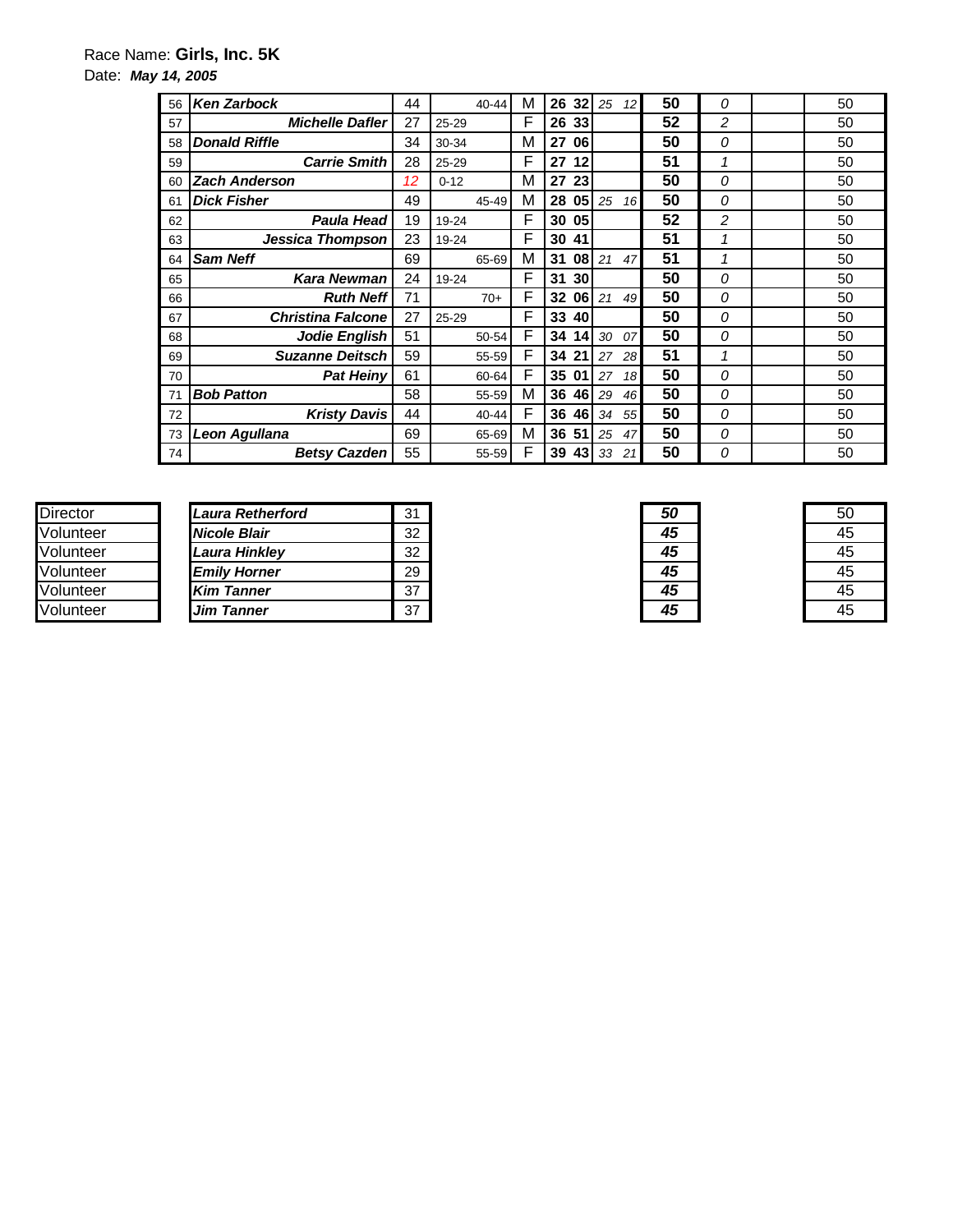Race Name: **Girls, Inc. 5K**

Date: ***May 14, 2005***

| | | | | | | | | | | | |
|---|---|---|---|---|---|---|---|---|---|---|---|
| 56 | ***Ken Zarbock*** | 44 | 40-44 | M | **26 32** | *25 12* | **50** | *0* | | 50 |
| 57 | ***Michelle Dafler*** | 27 | 25-29 | F | **26 33** | | **52** | *2* | | 50 |
| 58 | ***Donald Riffle*** | 34 | 30-34 | M | **27 06** | | **50** | *0* | | 50 |
| 59 | ***Carrie Smith*** | 28 | 25-29 | F | **27 12** | | **51** | *1* | | 50 |
| 60 | ***Zach Anderson*** | *12* | 0-12 | M | **27 23** | | **50** | *0* | | 50 |
| 61 | ***Dick Fisher*** | 49 | 45-49 | M | **28 05** | *25 16* | **50** | *0* | | 50 |
| 62 | ***Paula Head*** | 19 | 19-24 | F | **30 05** | | **52** | *2* | | 50 |
| 63 | ***Jessica Thompson*** | 23 | 19-24 | F | **30 41** | | **51** | *1* | | 50 |
| 64 | ***Sam Neff*** | 69 | 65-69 | M | **31 08** | *21 47* | **51** | *1* | | 50 |
| 65 | ***Kara Newman*** | 24 | 19-24 | F | **31 30** | | **50** | *0* | | 50 |
| 66 | ***Ruth Neff*** | 71 | 70+ | F | **32 06** | *21 49* | **50** | *0* | | 50 |
| 67 | ***Christina Falcone*** | 27 | 25-29 | F | **33 40** | | **50** | *0* | | 50 |
| 68 | ***Jodie English*** | 51 | 50-54 | F | **34 14** | *30 07* | **50** | *0* | | 50 |
| 69 | ***Suzanne Deitsch*** | 59 | 55-59 | F | **34 21** | *27 28* | **51** | *1* | | 50 |
| 70 | ***Pat Heiny*** | 61 | 60-64 | F | **35 01** | *27 18* | **50** | *0* | | 50 |
| 71 | ***Bob Patton*** | 58 | 55-59 | M | **36 46** | *29 46* | **50** | *0* | | 50 |
| 72 | ***Kristy Davis*** | 44 | 40-44 | F | **36 46** | *34 55* | **50** | *0* | | 50 |
| 73 | ***Leon Agullana*** | 69 | 65-69 | M | **36 51** | *25 47* | **50** | *0* | | 50 |
| 74 | ***Betsy Cazden*** | 55 | 55-59 | F | **39 43** | *33 21* | **50** | *0* | | 50 |

| | | | | |
|---|---|---|---|---|
| Director | ***Laura Retherford*** | 31 | ***50*** | 50 |
| Volunteer | ***Nicole Blair*** | 32 | ***45*** | 45 |
| Volunteer | ***Laura Hinkley*** | 32 | ***45*** | 45 |
| Volunteer | ***Emily Horner*** | 29 | ***45*** | 45 |
| Volunteer | ***Kim Tanner*** | 37 | ***45*** | 45 |
| Volunteer | ***Jim Tanner*** | 37 | ***45*** | 45 |